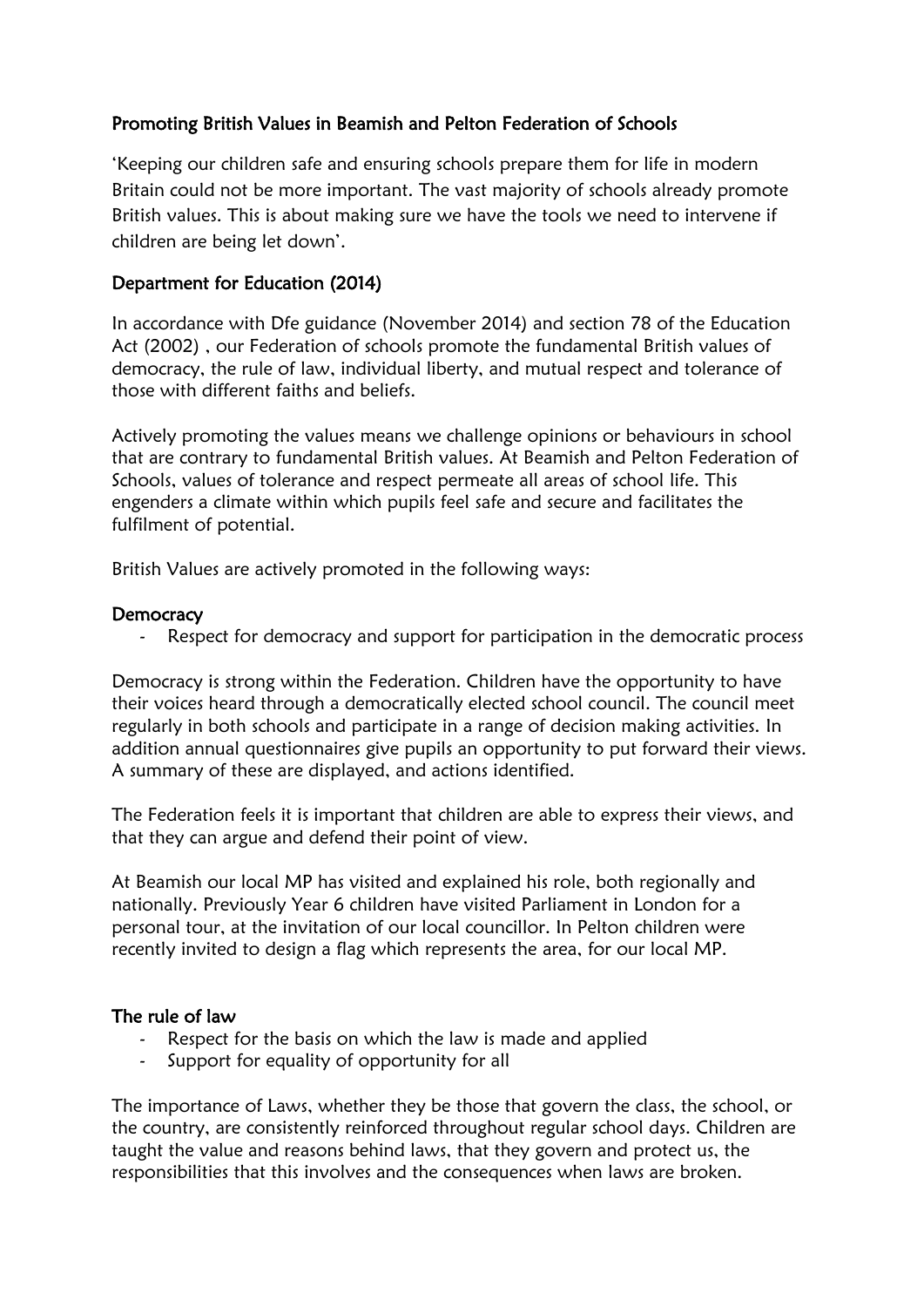## Promoting British Values in Beamish and Pelton Federation of Schools

'Keeping our children safe and ensuring schools prepare them for life in modern Britain could not be more important. The vast majority of schools already promote British values. This is about making sure we have the tools we need to intervene if children are being let down'.

## Department for Education (2014)

In accordance with Dfe guidance (November 2014) and section 78 of the Education Act (2002) , our Federation of schools promote the fundamental British values of democracy, the rule of law, individual liberty, and mutual respect and tolerance of those with different faiths and beliefs.

Actively promoting the values means we challenge opinions or behaviours in school that are contrary to fundamental British values. At Beamish and Pelton Federation of Schools, values of tolerance and respect permeate all areas of school life. This engenders a climate within which pupils feel safe and secure and facilitates the fulfilment of potential.

British Values are actively promoted in the following ways:

### Democracy

- Respect for democracy and support for participation in the democratic process

Democracy is strong within the Federation. Children have the opportunity to have their voices heard through a democratically elected school council. The council meet regularly in both schools and participate in a range of decision making activities. In addition annual questionnaires give pupils an opportunity to put forward their views. A summary of these are displayed, and actions identified.

The Federation feels it is important that children are able to express their views, and that they can argue and defend their point of view.

At Beamish our local MP has visited and explained his role, both regionally and nationally. Previously Year 6 children have visited Parliament in London for a personal tour, at the invitation of our local councillor. In Pelton children were recently invited to design a flag which represents the area, for our local MP.

### The rule of law

- Respect for the basis on which the law is made and applied
- Support for equality of opportunity for all

The importance of Laws, whether they be those that govern the class, the school, or the country, are consistently reinforced throughout regular school days. Children are taught the value and reasons behind laws, that they govern and protect us, the responsibilities that this involves and the consequences when laws are broken.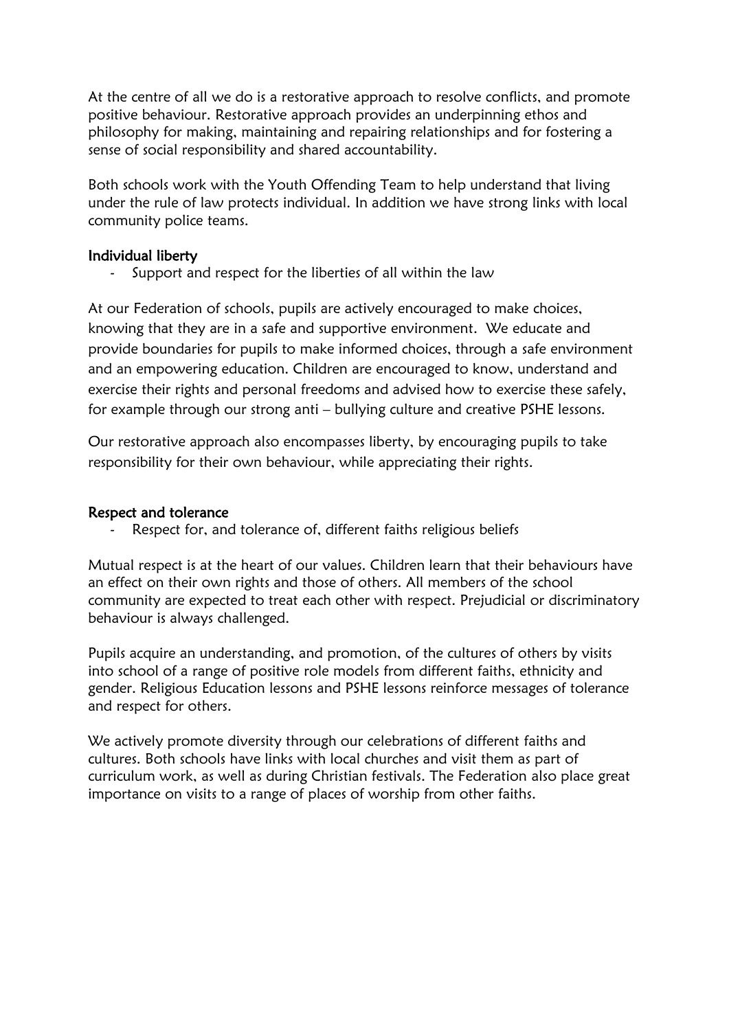At the centre of all we do is a restorative approach to resolve conflicts, and promote positive behaviour. Restorative approach provides an underpinning ethos and philosophy for making, maintaining and repairing relationships and for fostering a sense of social responsibility and shared accountability.

Both schools work with the Youth Offending Team to help understand that living under the rule of law protects individual. In addition we have strong links with local community police teams.

### Individual liberty

- Support and respect for the liberties of all within the law

At our Federation of schools, pupils are actively encouraged to make choices, knowing that they are in a safe and supportive environment. We educate and provide boundaries for pupils to make informed choices, through a safe environment and an empowering education. Children are encouraged to know, understand and exercise their rights and personal freedoms and advised how to exercise these safely, for example through our strong anti – bullying culture and creative PSHE lessons.

Our restorative approach also encompasses liberty, by encouraging pupils to take responsibility for their own behaviour, while appreciating their rights.

### Respect and tolerance

- Respect for, and tolerance of, different faiths religious beliefs

Mutual respect is at the heart of our values. Children learn that their behaviours have an effect on their own rights and those of others. All members of the school community are expected to treat each other with respect. Prejudicial or discriminatory behaviour is always challenged.

Pupils acquire an understanding, and promotion, of the cultures of others by visits into school of a range of positive role models from different faiths, ethnicity and gender. Religious Education lessons and PSHE lessons reinforce messages of tolerance and respect for others.

We actively promote diversity through our celebrations of different faiths and cultures. Both schools have links with local churches and visit them as part of curriculum work, as well as during Christian festivals. The Federation also place great importance on visits to a range of places of worship from other faiths.